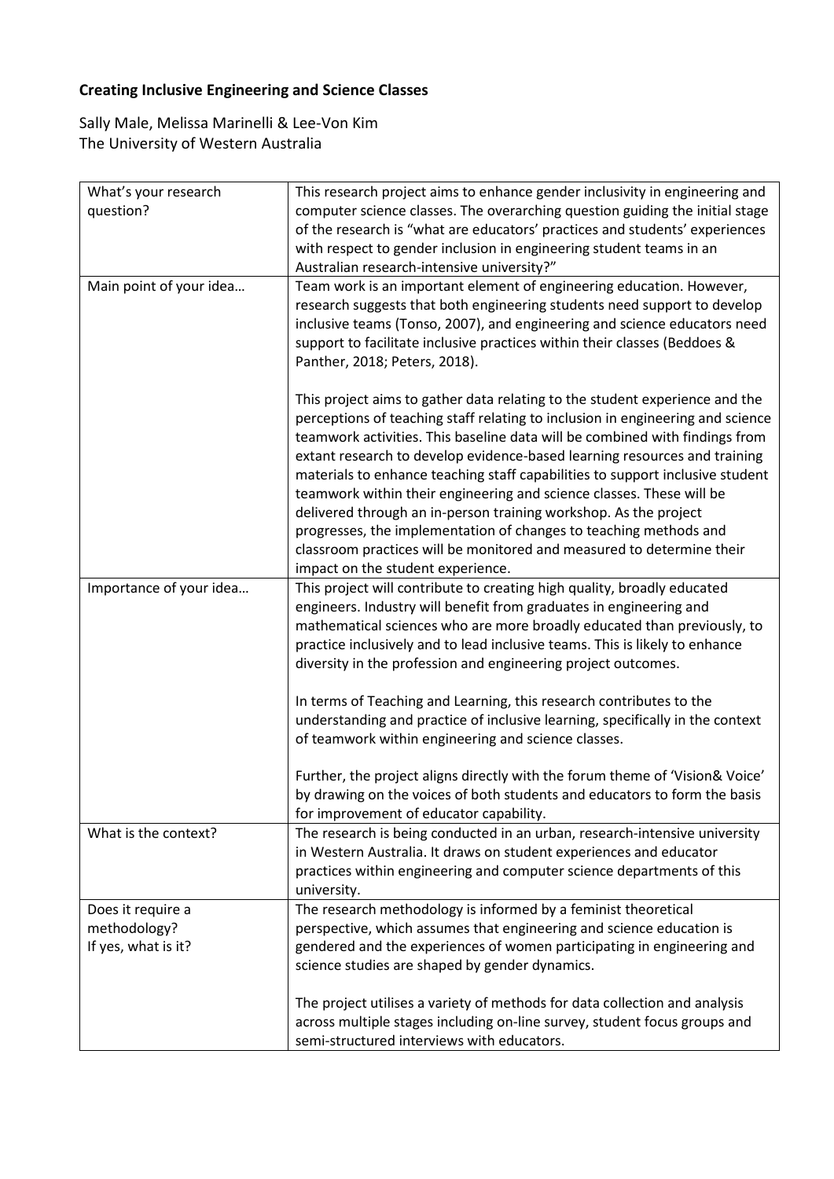**Creating Inclusive Engineering and Science Classes**

Sally Male, Melissa Marinelli & Lee-Von Kim
The University of Western Australia

| | |
|---|---|
| What's your research question? | This research project aims to enhance gender inclusivity in engineering and computer science classes. The overarching question guiding the initial stage of the research is "what are educators' practices and students' experiences with respect to gender inclusion in engineering student teams in an Australian research-intensive university?" |
| Main point of your idea… | Team work is an important element of engineering education. However, research suggests that both engineering students need support to develop inclusive teams (Tonso, 2007), and engineering and science educators need support to facilitate inclusive practices within their classes (Beddoes & Panther, 2018; Peters, 2018).<br><br>This project aims to gather data relating to the student experience and the perceptions of teaching staff relating to inclusion in engineering and science teamwork activities. This baseline data will be combined with findings from extant research to develop evidence-based learning resources and training materials to enhance teaching staff capabilities to support inclusive student teamwork within their engineering and science classes. These will be delivered through an in-person training workshop. As the project progresses, the implementation of changes to teaching methods and classroom practices will be monitored and measured to determine their impact on the student experience. |
| Importance of your idea… | This project will contribute to creating high quality, broadly educated engineers. Industry will benefit from graduates in engineering and mathematical sciences who are more broadly educated than previously, to practice inclusively and to lead inclusive teams. This is likely to enhance diversity in the profession and engineering project outcomes.<br><br>In terms of Teaching and Learning, this research contributes to the understanding and practice of inclusive learning, specifically in the context of teamwork within engineering and science classes.<br><br>Further, the project aligns directly with the forum theme of 'Vision& Voice' by drawing on the voices of both students and educators to form the basis for improvement of educator capability. |
| What is the context? | The research is being conducted in an urban, research-intensive university in Western Australia. It draws on student experiences and educator practices within engineering and computer science departments of this university. |
| Does it require a methodology?<br>If yes, what is it? | The research methodology is informed by a feminist theoretical perspective, which assumes that engineering and science education is gendered and the experiences of women participating in engineering and science studies are shaped by gender dynamics.<br><br>The project utilises a variety of methods for data collection and analysis across multiple stages including on-line survey, student focus groups and semi-structured interviews with educators. |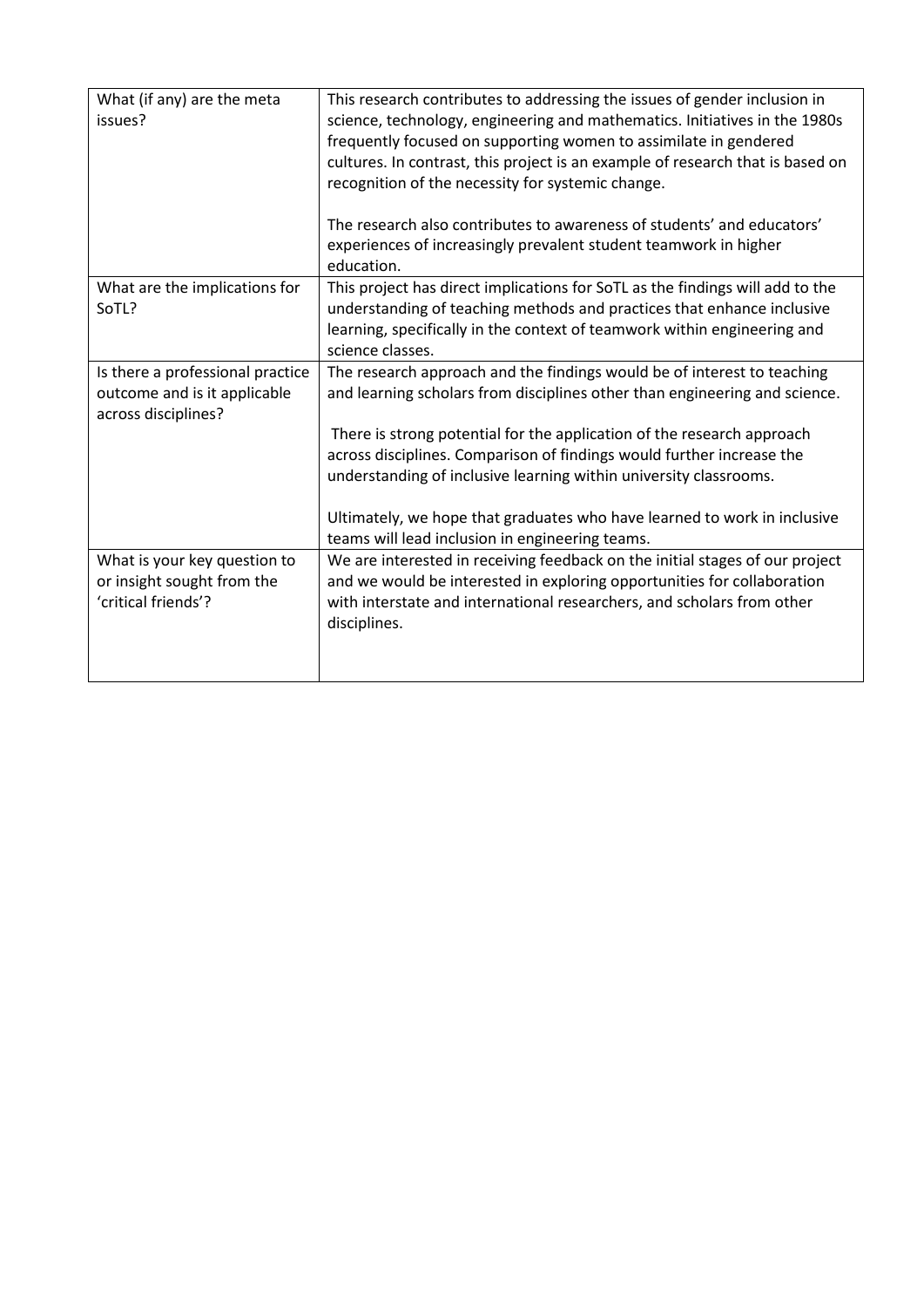| | |
|---|---|
| What (if any) are the meta issues? | This research contributes to addressing the issues of gender inclusion in science, technology, engineering and mathematics. Initiatives in the 1980s frequently focused on supporting women to assimilate in gendered cultures. In contrast, this project is an example of research that is based on recognition of the necessity for systemic change.<br><br>The research also contributes to awareness of students' and educators' experiences of increasingly prevalent student teamwork in higher education. |
| What are the implications for SoTL? | This project has direct implications for SoTL as the findings will add to the understanding of teaching methods and practices that enhance inclusive learning, specifically in the context of teamwork within engineering and science classes. |
| Is there a professional practice outcome and is it applicable across disciplines? | The research approach and the findings would be of interest to teaching and learning scholars from disciplines other than engineering and science.<br><br>There is strong potential for the application of the research approach across disciplines. Comparison of findings would further increase the understanding of inclusive learning within university classrooms.<br><br>Ultimately, we hope that graduates who have learned to work in inclusive teams will lead inclusion in engineering teams. |
| What is your key question to or insight sought from the 'critical friends'? | We are interested in receiving feedback on the initial stages of our project and we would be interested in exploring opportunities for collaboration with interstate and international researchers, and scholars from other disciplines. |